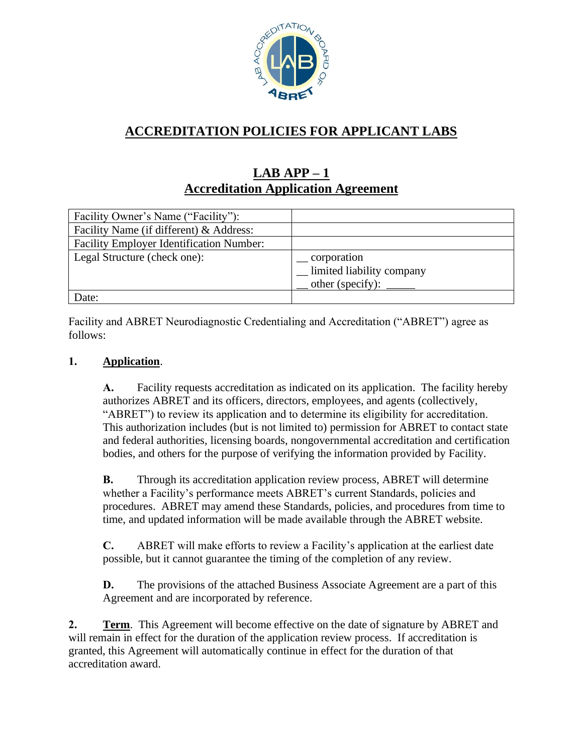# ACCREDITATION POLICIES FOR APPLICANT LABS

## LAB APP – 1
## Accreditation Application Agreement

| Facility Owner's Name ("Facility"): | |
|---|---|
| Facility Name (if different) & Address: | |
| Facility Employer Identification Number: | |
| Legal Structure (check one): | __ corporation<br>__ limited liability company<br>__ other (specify): _____ |
| Date: | |

Facility and ABRET Neurodiagnostic Credentialing and Accreditation ("ABRET") agree as follows:

**1. Application**.

**A.** Facility requests accreditation as indicated on its application. The facility hereby authorizes ABRET and its officers, directors, employees, and agents (collectively, "ABRET") to review its application and to determine its eligibility for accreditation. This authorization includes (but is not limited to) permission for ABRET to contact state and federal authorities, licensing boards, nongovernmental accreditation and certification bodies, and others for the purpose of verifying the information provided by Facility.

**B.** Through its accreditation application review process, ABRET will determine whether a Facility's performance meets ABRET's current Standards, policies and procedures. ABRET may amend these Standards, policies, and procedures from time to time, and updated information will be made available through the ABRET website.

**C.** ABRET will make efforts to review a Facility's application at the earliest date possible, but it cannot guarantee the timing of the completion of any review.

**D.** The provisions of the attached Business Associate Agreement are a part of this Agreement and are incorporated by reference.

**2. Term**. This Agreement will become effective on the date of signature by ABRET and will remain in effect for the duration of the application review process. If accreditation is granted, this Agreement will automatically continue in effect for the duration of that accreditation award.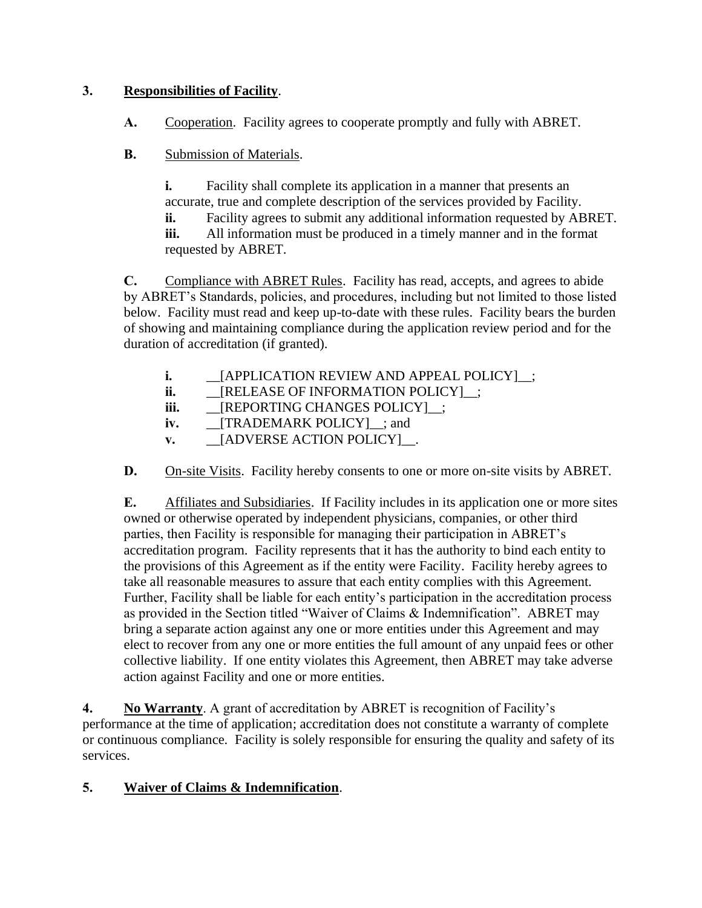**3. Responsibilities of Facility.**

**A.** Cooperation. Facility agrees to cooperate promptly and fully with ABRET.

**B.** Submission of Materials.

**i.** Facility shall complete its application in a manner that presents an accurate, true and complete description of the services provided by Facility.
**ii.** Facility agrees to submit any additional information requested by ABRET.
**iii.** All information must be produced in a timely manner and in the format requested by ABRET.

**C.** Compliance with ABRET Rules. Facility has read, accepts, and agrees to abide by ABRET's Standards, policies, and procedures, including but not limited to those listed below. Facility must read and keep up-to-date with these rules. Facility bears the burden of showing and maintaining compliance during the application review period and for the duration of accreditation (if granted).

**i.** __[APPLICATION REVIEW AND APPEAL POLICY]__;
**ii.** __[RELEASE OF INFORMATION POLICY]__;
**iii.** __[REPORTING CHANGES POLICY]__;
**iv.** __[TRADEMARK POLICY]__; and
**v.** __[ADVERSE ACTION POLICY]__.

**D.** On-site Visits. Facility hereby consents to one or more on-site visits by ABRET.

**E.** Affiliates and Subsidiaries. If Facility includes in its application one or more sites owned or otherwise operated by independent physicians, companies, or other third parties, then Facility is responsible for managing their participation in ABRET's accreditation program. Facility represents that it has the authority to bind each entity to the provisions of this Agreement as if the entity were Facility. Facility hereby agrees to take all reasonable measures to assure that each entity complies with this Agreement. Further, Facility shall be liable for each entity's participation in the accreditation process as provided in the Section titled "Waiver of Claims & Indemnification". ABRET may bring a separate action against any one or more entities under this Agreement and may elect to recover from any one or more entities the full amount of any unpaid fees or other collective liability. If one entity violates this Agreement, then ABRET may take adverse action against Facility and one or more entities.

**4. No Warranty**. A grant of accreditation by ABRET is recognition of Facility's performance at the time of application; accreditation does not constitute a warranty of complete or continuous compliance. Facility is solely responsible for ensuring the quality and safety of its services.

**5. Waiver of Claims & Indemnification.**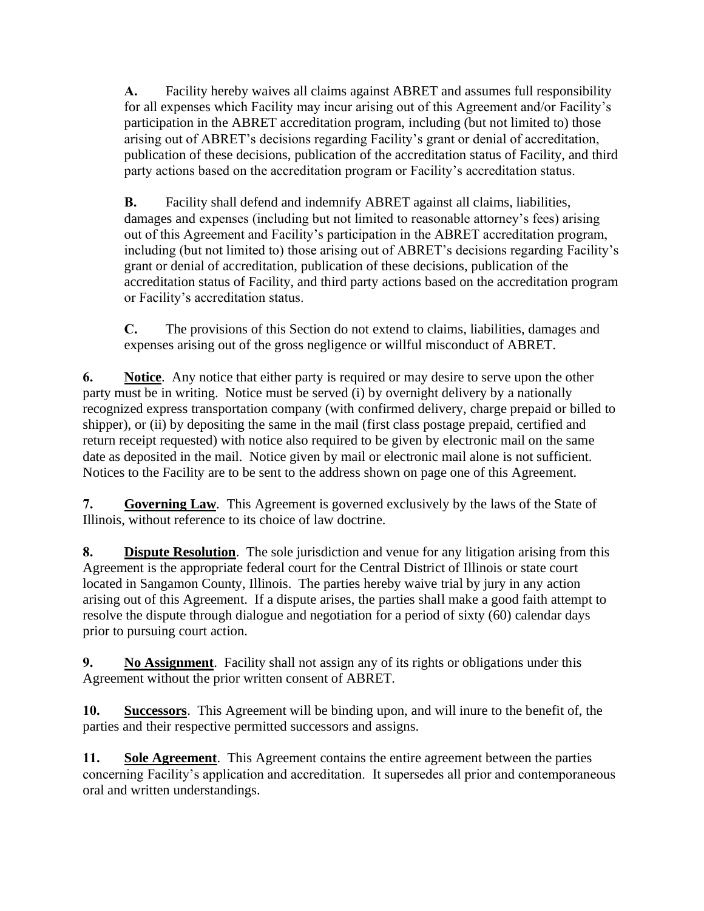**A.** Facility hereby waives all claims against ABRET and assumes full responsibility for all expenses which Facility may incur arising out of this Agreement and/or Facility's participation in the ABRET accreditation program, including (but not limited to) those arising out of ABRET's decisions regarding Facility's grant or denial of accreditation, publication of these decisions, publication of the accreditation status of Facility, and third party actions based on the accreditation program or Facility's accreditation status.

**B.** Facility shall defend and indemnify ABRET against all claims, liabilities, damages and expenses (including but not limited to reasonable attorney's fees) arising out of this Agreement and Facility's participation in the ABRET accreditation program, including (but not limited to) those arising out of ABRET's decisions regarding Facility's grant or denial of accreditation, publication of these decisions, publication of the accreditation status of Facility, and third party actions based on the accreditation program or Facility's accreditation status.

**C.** The provisions of this Section do not extend to claims, liabilities, damages and expenses arising out of the gross negligence or willful misconduct of ABRET.

**6. Notice**. Any notice that either party is required or may desire to serve upon the other party must be in writing. Notice must be served (i) by overnight delivery by a nationally recognized express transportation company (with confirmed delivery, charge prepaid or billed to shipper), or (ii) by depositing the same in the mail (first class postage prepaid, certified and return receipt requested) with notice also required to be given by electronic mail on the same date as deposited in the mail. Notice given by mail or electronic mail alone is not sufficient. Notices to the Facility are to be sent to the address shown on page one of this Agreement.

**7. Governing Law**. This Agreement is governed exclusively by the laws of the State of Illinois, without reference to its choice of law doctrine.

**8. Dispute Resolution**. The sole jurisdiction and venue for any litigation arising from this Agreement is the appropriate federal court for the Central District of Illinois or state court located in Sangamon County, Illinois. The parties hereby waive trial by jury in any action arising out of this Agreement. If a dispute arises, the parties shall make a good faith attempt to resolve the dispute through dialogue and negotiation for a period of sixty (60) calendar days prior to pursuing court action.

**9. No Assignment**. Facility shall not assign any of its rights or obligations under this Agreement without the prior written consent of ABRET.

**10. Successors**. This Agreement will be binding upon, and will inure to the benefit of, the parties and their respective permitted successors and assigns.

**11. Sole Agreement**. This Agreement contains the entire agreement between the parties concerning Facility's application and accreditation. It supersedes all prior and contemporaneous oral and written understandings.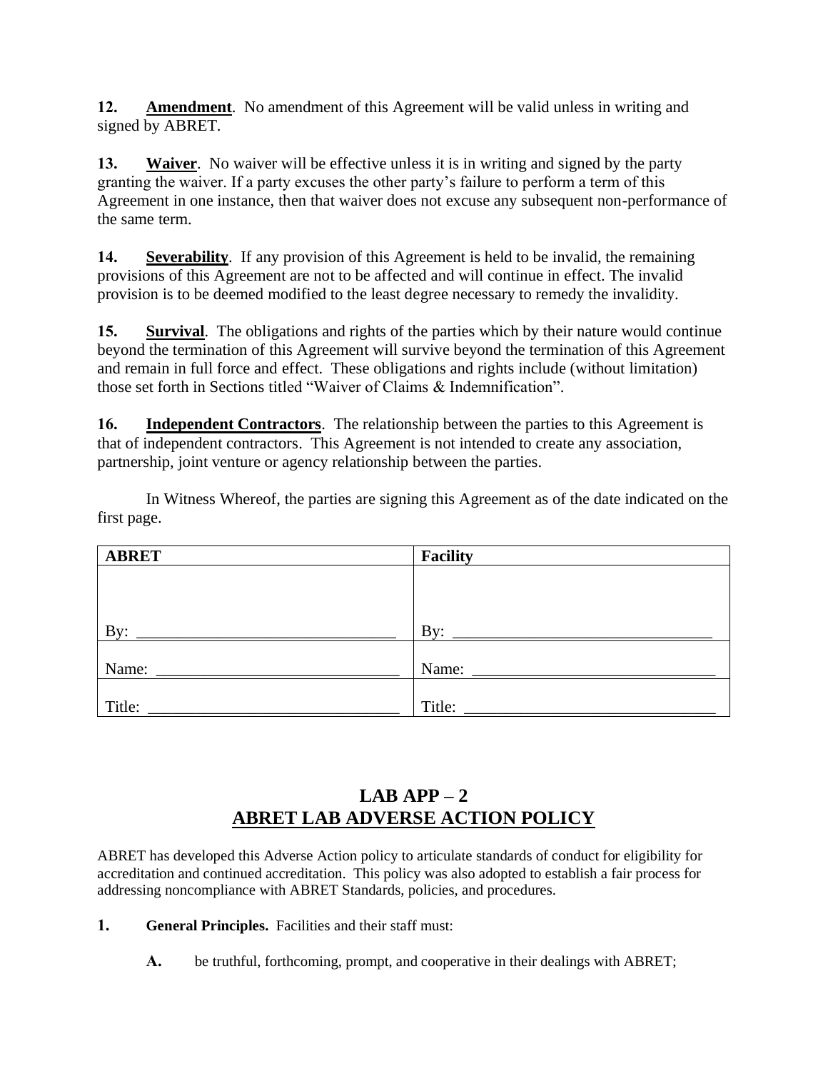**12. Amendment**. No amendment of this Agreement will be valid unless in writing and signed by ABRET.

**13. Waiver**. No waiver will be effective unless it is in writing and signed by the party granting the waiver. If a party excuses the other party's failure to perform a term of this Agreement in one instance, then that waiver does not excuse any subsequent non-performance of the same term.

**14. Severability**. If any provision of this Agreement is held to be invalid, the remaining provisions of this Agreement are not to be affected and will continue in effect. The invalid provision is to be deemed modified to the least degree necessary to remedy the invalidity.

**15. Survival**. The obligations and rights of the parties which by their nature would continue beyond the termination of this Agreement will survive beyond the termination of this Agreement and remain in full force and effect. These obligations and rights include (without limitation) those set forth in Sections titled "Waiver of Claims & Indemnification".

**16. Independent Contractors**. The relationship between the parties to this Agreement is that of independent contractors. This Agreement is not intended to create any association, partnership, joint venture or agency relationship between the parties.

In Witness Whereof, the parties are signing this Agreement as of the date indicated on the first page.

| ABRET | Facility |
|---|---|
| By: ______________________________ | By: ______________________________ |
| Name: ____________________________ | Name: ____________________________ |
| Title: _____________________________ | Title: _____________________________ |

# LAB APP – 2
# ABRET LAB ADVERSE ACTION POLICY

ABRET has developed this Adverse Action policy to articulate standards of conduct for eligibility for accreditation and continued accreditation. This policy was also adopted to establish a fair process for addressing noncompliance with ABRET Standards, policies, and procedures.

**1. General Principles.** Facilities and their staff must:

**A.** be truthful, forthcoming, prompt, and cooperative in their dealings with ABRET;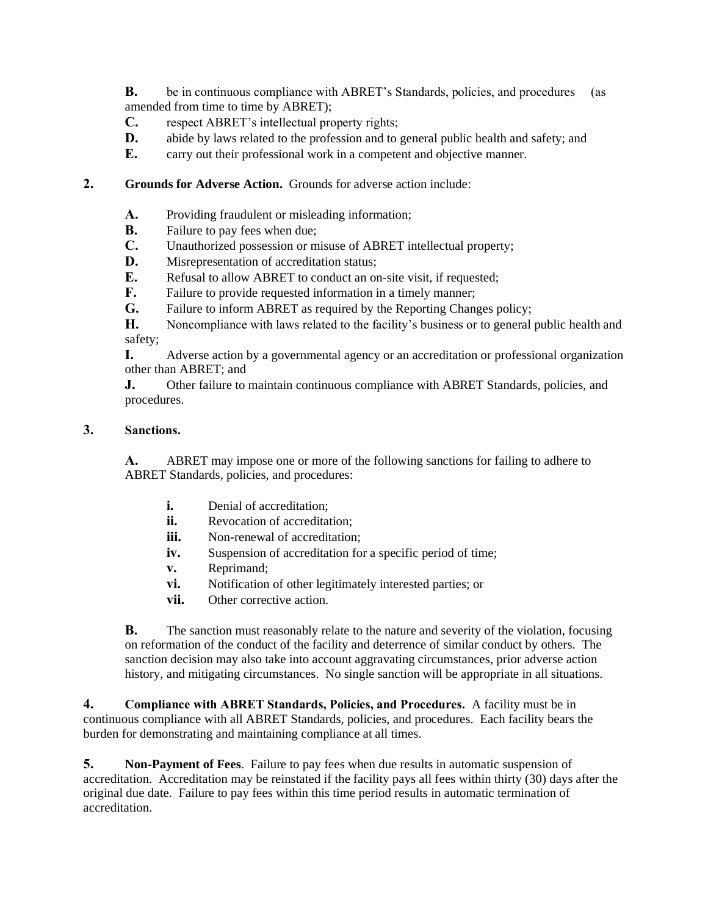**B.** be in continuous compliance with ABRET's Standards, policies, and procedures (as amended from time to time by ABRET);

**C.** respect ABRET's intellectual property rights;

**D.** abide by laws related to the profession and to general public health and safety; and

**E.** carry out their professional work in a competent and objective manner.

**2. Grounds for Adverse Action.** Grounds for adverse action include:

**A.** Providing fraudulent or misleading information;

**B.** Failure to pay fees when due;

**C.** Unauthorized possession or misuse of ABRET intellectual property;

**D.** Misrepresentation of accreditation status;

**E.** Refusal to allow ABRET to conduct an on-site visit, if requested;

**F.** Failure to provide requested information in a timely manner;

**G.** Failure to inform ABRET as required by the Reporting Changes policy;

**H.** Noncompliance with laws related to the facility's business or to general public health and safety;

**I.** Adverse action by a governmental agency or an accreditation or professional organization other than ABRET; and

**J.** Other failure to maintain continuous compliance with ABRET Standards, policies, and procedures.

**3. Sanctions.**

**A.** ABRET may impose one or more of the following sanctions for failing to adhere to ABRET Standards, policies, and procedures:

- **i.** Denial of accreditation;
- **ii.** Revocation of accreditation;
- **iii.** Non-renewal of accreditation;
- **iv.** Suspension of accreditation for a specific period of time;
- **v.** Reprimand;
- **vi.** Notification of other legitimately interested parties; or
- **vii.** Other corrective action.

**B.** The sanction must reasonably relate to the nature and severity of the violation, focusing on reformation of the conduct of the facility and deterrence of similar conduct by others. The sanction decision may also take into account aggravating circumstances, prior adverse action history, and mitigating circumstances. No single sanction will be appropriate in all situations.

**4. Compliance with ABRET Standards, Policies, and Procedures.** A facility must be in continuous compliance with all ABRET Standards, policies, and procedures. Each facility bears the burden for demonstrating and maintaining compliance at all times.

**5. Non-Payment of Fees**. Failure to pay fees when due results in automatic suspension of accreditation. Accreditation may be reinstated if the facility pays all fees within thirty (30) days after the original due date. Failure to pay fees within this time period results in automatic termination of accreditation.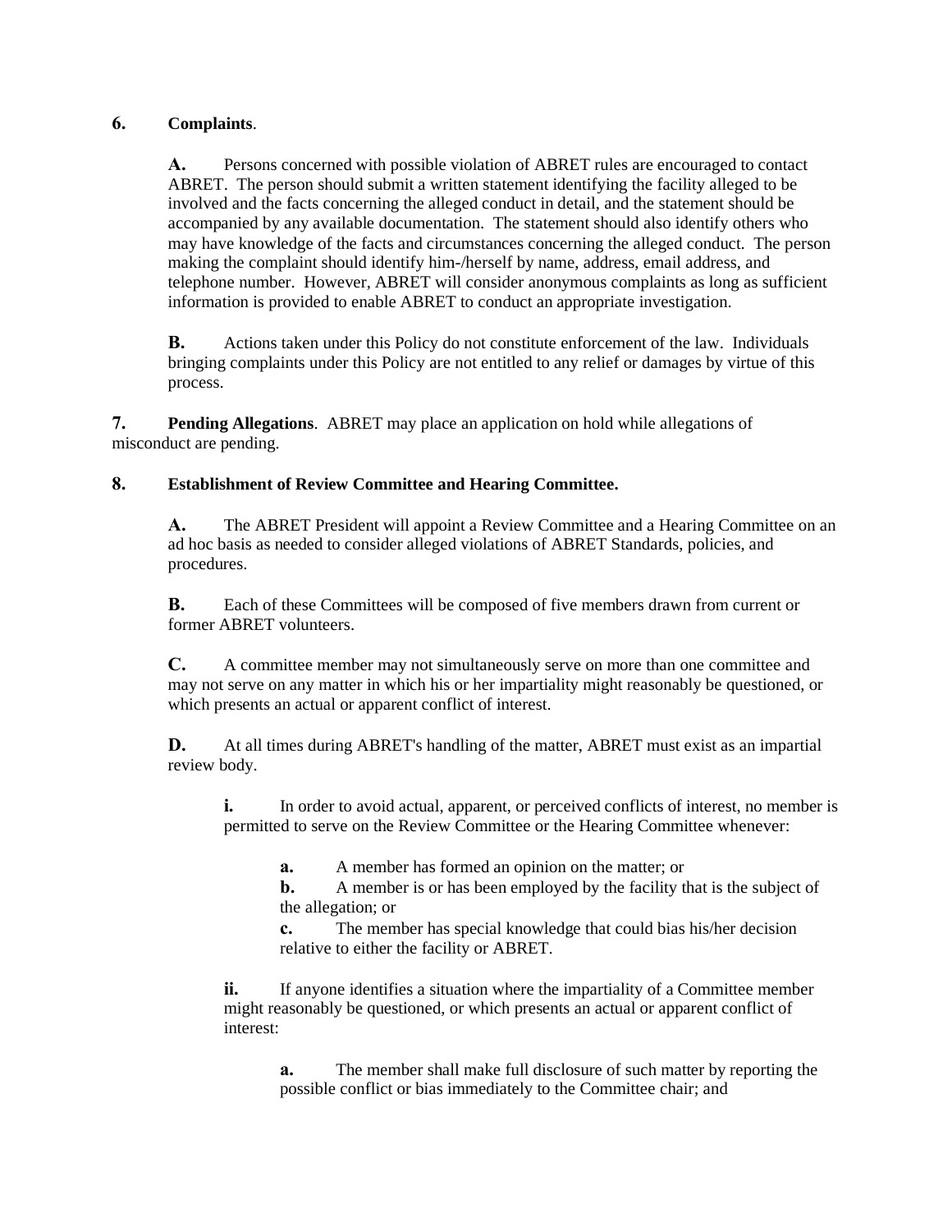**6. Complaints**.

**A.** Persons concerned with possible violation of ABRET rules are encouraged to contact ABRET. The person should submit a written statement identifying the facility alleged to be involved and the facts concerning the alleged conduct in detail, and the statement should be accompanied by any available documentation. The statement should also identify others who may have knowledge of the facts and circumstances concerning the alleged conduct. The person making the complaint should identify him-/herself by name, address, email address, and telephone number. However, ABRET will consider anonymous complaints as long as sufficient information is provided to enable ABRET to conduct an appropriate investigation.

**B.** Actions taken under this Policy do not constitute enforcement of the law. Individuals bringing complaints under this Policy are not entitled to any relief or damages by virtue of this process.

**7. Pending Allegations**. ABRET may place an application on hold while allegations of misconduct are pending.

**8. Establishment of Review Committee and Hearing Committee.**

**A.** The ABRET President will appoint a Review Committee and a Hearing Committee on an ad hoc basis as needed to consider alleged violations of ABRET Standards, policies, and procedures.

**B.** Each of these Committees will be composed of five members drawn from current or former ABRET volunteers.

**C.** A committee member may not simultaneously serve on more than one committee and may not serve on any matter in which his or her impartiality might reasonably be questioned, or which presents an actual or apparent conflict of interest.

**D.** At all times during ABRET's handling of the matter, ABRET must exist as an impartial review body.

**i.** In order to avoid actual, apparent, or perceived conflicts of interest, no member is permitted to serve on the Review Committee or the Hearing Committee whenever:

**a.** A member has formed an opinion on the matter; or

**b.** A member is or has been employed by the facility that is the subject of the allegation; or

**c.** The member has special knowledge that could bias his/her decision relative to either the facility or ABRET.

**ii.** If anyone identifies a situation where the impartiality of a Committee member might reasonably be questioned, or which presents an actual or apparent conflict of interest:

**a.** The member shall make full disclosure of such matter by reporting the possible conflict or bias immediately to the Committee chair; and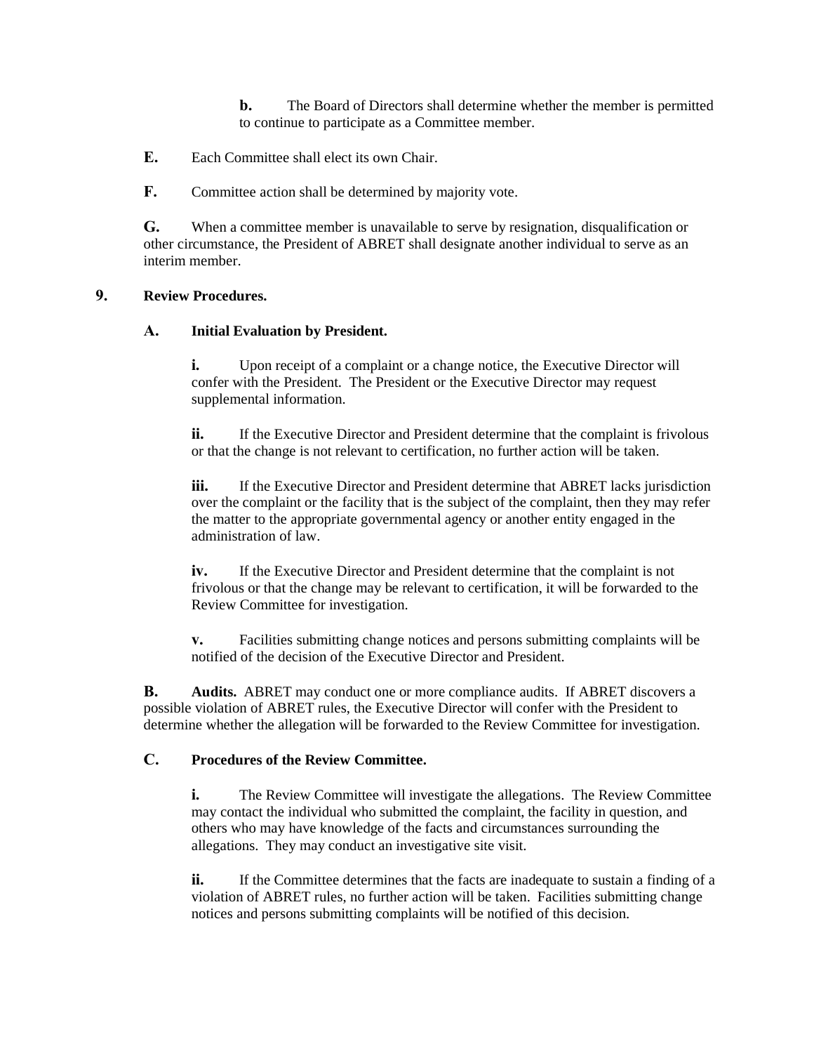**b.** The Board of Directors shall determine whether the member is permitted to continue to participate as a Committee member.

**E.** Each Committee shall elect its own Chair.

**F.** Committee action shall be determined by majority vote.

**G.** When a committee member is unavailable to serve by resignation, disqualification or other circumstance, the President of ABRET shall designate another individual to serve as an interim member.

**9. Review Procedures.**

**A. Initial Evaluation by President.**

**i.** Upon receipt of a complaint or a change notice, the Executive Director will confer with the President. The President or the Executive Director may request supplemental information.

**ii.** If the Executive Director and President determine that the complaint is frivolous or that the change is not relevant to certification, no further action will be taken.

**iii.** If the Executive Director and President determine that ABRET lacks jurisdiction over the complaint or the facility that is the subject of the complaint, then they may refer the matter to the appropriate governmental agency or another entity engaged in the administration of law.

**iv.** If the Executive Director and President determine that the complaint is not frivolous or that the change may be relevant to certification, it will be forwarded to the Review Committee for investigation.

**v.** Facilities submitting change notices and persons submitting complaints will be notified of the decision of the Executive Director and President.

**B. Audits.** ABRET may conduct one or more compliance audits. If ABRET discovers a possible violation of ABRET rules, the Executive Director will confer with the President to determine whether the allegation will be forwarded to the Review Committee for investigation.

**C. Procedures of the Review Committee.**

**i.** The Review Committee will investigate the allegations. The Review Committee may contact the individual who submitted the complaint, the facility in question, and others who may have knowledge of the facts and circumstances surrounding the allegations. They may conduct an investigative site visit.

**ii.** If the Committee determines that the facts are inadequate to sustain a finding of a violation of ABRET rules, no further action will be taken. Facilities submitting change notices and persons submitting complaints will be notified of this decision.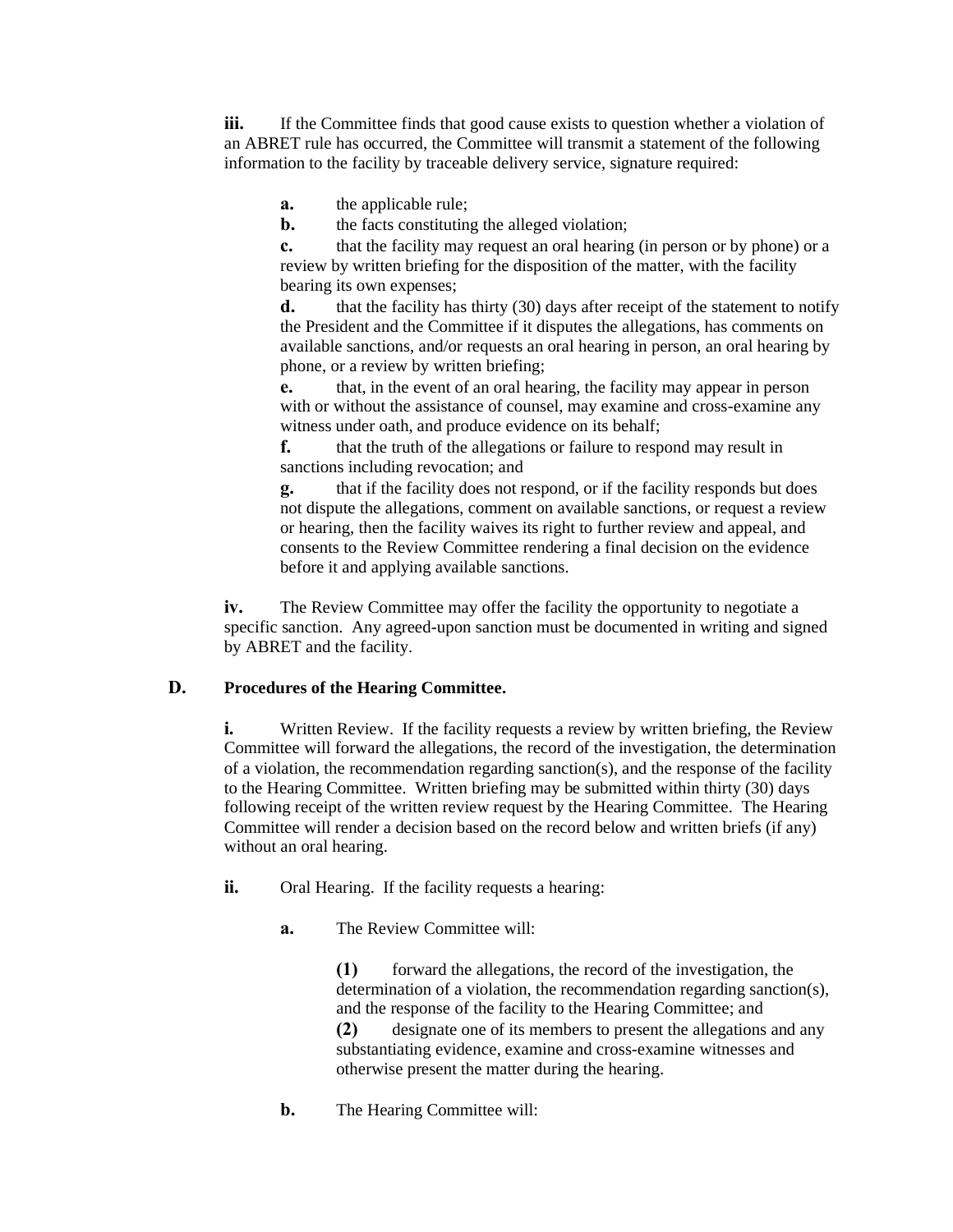**iii.** If the Committee finds that good cause exists to question whether a violation of an ABRET rule has occurred, the Committee will transmit a statement of the following information to the facility by traceable delivery service, signature required:

> **a.** the applicable rule;
>
> **b.** the facts constituting the alleged violation;
>
> **c.** that the facility may request an oral hearing (in person or by phone) or a review by written briefing for the disposition of the matter, with the facility bearing its own expenses;
>
> **d.** that the facility has thirty (30) days after receipt of the statement to notify the President and the Committee if it disputes the allegations, has comments on available sanctions, and/or requests an oral hearing in person, an oral hearing by phone, or a review by written briefing;
>
> **e.** that, in the event of an oral hearing, the facility may appear in person with or without the assistance of counsel, may examine and cross-examine any witness under oath, and produce evidence on its behalf;
>
> **f.** that the truth of the allegations or failure to respond may result in sanctions including revocation; and
>
> **g.** that if the facility does not respond, or if the facility responds but does not dispute the allegations, comment on available sanctions, or request a review or hearing, then the facility waives its right to further review and appeal, and consents to the Review Committee rendering a final decision on the evidence before it and applying available sanctions.

**iv.** The Review Committee may offer the facility the opportunity to negotiate a specific sanction. Any agreed-upon sanction must be documented in writing and signed by ABRET and the facility.

### D. Procedures of the Hearing Committee.

**i.** Written Review. If the facility requests a review by written briefing, the Review Committee will forward the allegations, the record of the investigation, the determination of a violation, the recommendation regarding sanction(s), and the response of the facility to the Hearing Committee. Written briefing may be submitted within thirty (30) days following receipt of the written review request by the Hearing Committee. The Hearing Committee will render a decision based on the record below and written briefs (if any) without an oral hearing.

**ii.** Oral Hearing. If the facility requests a hearing:

> **a.** The Review Committee will:
>
> > **(1)** forward the allegations, the record of the investigation, the determination of a violation, the recommendation regarding sanction(s), and the response of the facility to the Hearing Committee; and
> >
> > **(2)** designate one of its members to present the allegations and any substantiating evidence, examine and cross-examine witnesses and otherwise present the matter during the hearing.
>
> **b.** The Hearing Committee will: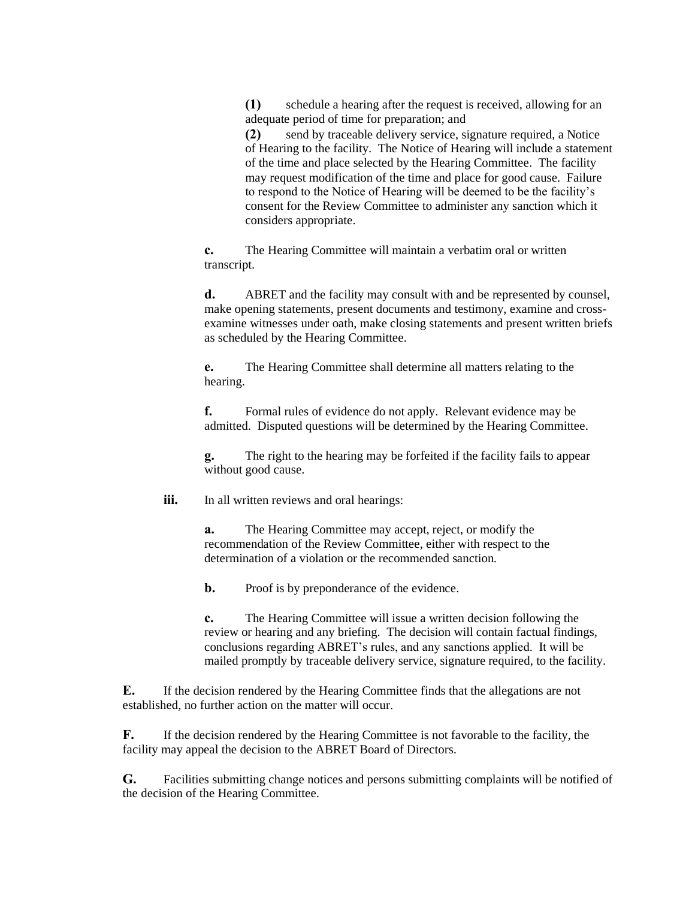**(1)** schedule a hearing after the request is received, allowing for an adequate period of time for preparation; and

**(2)** send by traceable delivery service, signature required, a Notice of Hearing to the facility. The Notice of Hearing will include a statement of the time and place selected by the Hearing Committee. The facility may request modification of the time and place for good cause. Failure to respond to the Notice of Hearing will be deemed to be the facility's consent for the Review Committee to administer any sanction which it considers appropriate.

**c.** The Hearing Committee will maintain a verbatim oral or written transcript.

**d.** ABRET and the facility may consult with and be represented by counsel, make opening statements, present documents and testimony, examine and cross-examine witnesses under oath, make closing statements and present written briefs as scheduled by the Hearing Committee.

**e.** The Hearing Committee shall determine all matters relating to the hearing.

**f.** Formal rules of evidence do not apply. Relevant evidence may be admitted. Disputed questions will be determined by the Hearing Committee.

**g.** The right to the hearing may be forfeited if the facility fails to appear without good cause.

**iii.** In all written reviews and oral hearings:

**a.** The Hearing Committee may accept, reject, or modify the recommendation of the Review Committee, either with respect to the determination of a violation or the recommended sanction.

**b.** Proof is by preponderance of the evidence.

**c.** The Hearing Committee will issue a written decision following the review or hearing and any briefing. The decision will contain factual findings, conclusions regarding ABRET's rules, and any sanctions applied. It will be mailed promptly by traceable delivery service, signature required, to the facility.

**E.** If the decision rendered by the Hearing Committee finds that the allegations are not established, no further action on the matter will occur.

**F.** If the decision rendered by the Hearing Committee is not favorable to the facility, the facility may appeal the decision to the ABRET Board of Directors.

**G.** Facilities submitting change notices and persons submitting complaints will be notified of the decision of the Hearing Committee.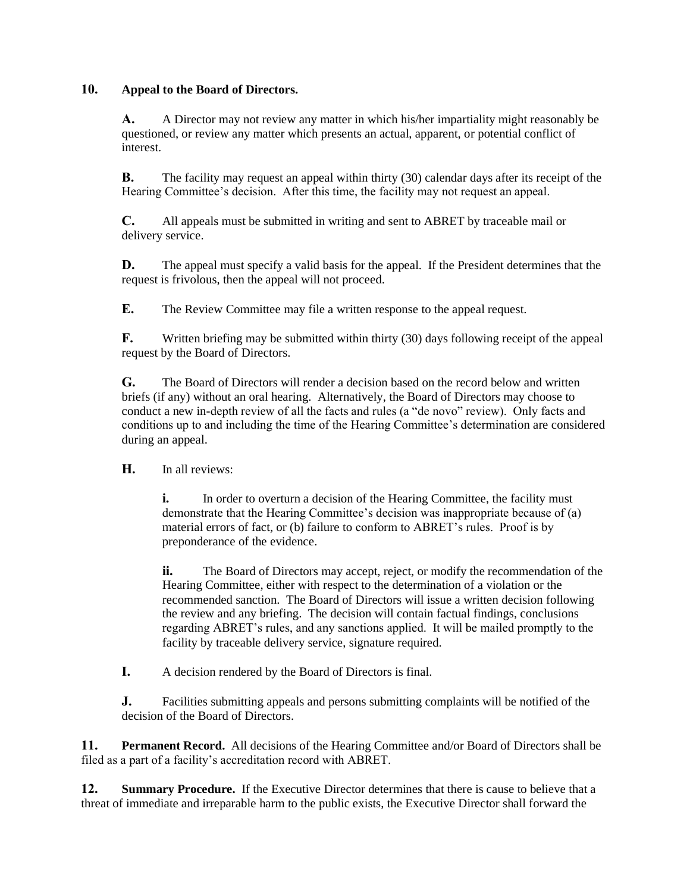## 10. Appeal to the Board of Directors.

**A.** A Director may not review any matter in which his/her impartiality might reasonably be questioned, or review any matter which presents an actual, apparent, or potential conflict of interest.

**B.** The facility may request an appeal within thirty (30) calendar days after its receipt of the Hearing Committee's decision. After this time, the facility may not request an appeal.

**C.** All appeals must be submitted in writing and sent to ABRET by traceable mail or delivery service.

**D.** The appeal must specify a valid basis for the appeal. If the President determines that the request is frivolous, then the appeal will not proceed.

**E.** The Review Committee may file a written response to the appeal request.

**F.** Written briefing may be submitted within thirty (30) days following receipt of the appeal request by the Board of Directors.

**G.** The Board of Directors will render a decision based on the record below and written briefs (if any) without an oral hearing. Alternatively, the Board of Directors may choose to conduct a new in-depth review of all the facts and rules (a "de novo" review). Only facts and conditions up to and including the time of the Hearing Committee's determination are considered during an appeal.

**H.** In all reviews:

> **i.** In order to overturn a decision of the Hearing Committee, the facility must demonstrate that the Hearing Committee's decision was inappropriate because of (a) material errors of fact, or (b) failure to conform to ABRET's rules. Proof is by preponderance of the evidence.
>
> **ii.** The Board of Directors may accept, reject, or modify the recommendation of the Hearing Committee, either with respect to the determination of a violation or the recommended sanction. The Board of Directors will issue a written decision following the review and any briefing. The decision will contain factual findings, conclusions regarding ABRET's rules, and any sanctions applied. It will be mailed promptly to the facility by traceable delivery service, signature required.

**I.** A decision rendered by the Board of Directors is final.

**J.** Facilities submitting appeals and persons submitting complaints will be notified of the decision of the Board of Directors.

**11. Permanent Record.** All decisions of the Hearing Committee and/or Board of Directors shall be filed as a part of a facility's accreditation record with ABRET.

**12. Summary Procedure.** If the Executive Director determines that there is cause to believe that a threat of immediate and irreparable harm to the public exists, the Executive Director shall forward the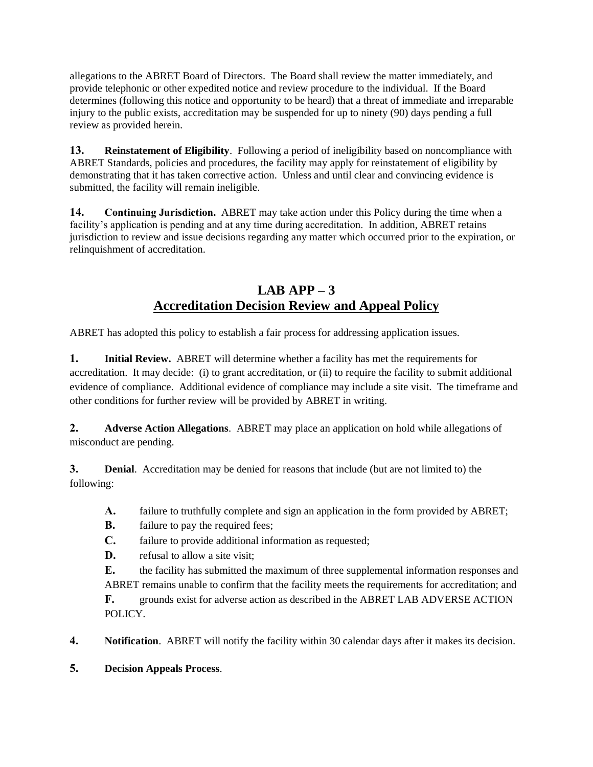allegations to the ABRET Board of Directors. The Board shall review the matter immediately, and provide telephonic or other expedited notice and review procedure to the individual. If the Board determines (following this notice and opportunity to be heard) that a threat of immediate and irreparable injury to the public exists, accreditation may be suspended for up to ninety (90) days pending a full review as provided herein.

**13. Reinstatement of Eligibility**. Following a period of ineligibility based on noncompliance with ABRET Standards, policies and procedures, the facility may apply for reinstatement of eligibility by demonstrating that it has taken corrective action. Unless and until clear and convincing evidence is submitted, the facility will remain ineligible.

**14. Continuing Jurisdiction.** ABRET may take action under this Policy during the time when a facility's application is pending and at any time during accreditation. In addition, ABRET retains jurisdiction to review and issue decisions regarding any matter which occurred prior to the expiration, or relinquishment of accreditation.

## LAB APP – 3
## Accreditation Decision Review and Appeal Policy

ABRET has adopted this policy to establish a fair process for addressing application issues.

**1. Initial Review.** ABRET will determine whether a facility has met the requirements for accreditation. It may decide: (i) to grant accreditation, or (ii) to require the facility to submit additional evidence of compliance. Additional evidence of compliance may include a site visit. The timeframe and other conditions for further review will be provided by ABRET in writing.

**2. Adverse Action Allegations**. ABRET may place an application on hold while allegations of misconduct are pending.

**3. Denial**. Accreditation may be denied for reasons that include (but are not limited to) the following:

- **A.** failure to truthfully complete and sign an application in the form provided by ABRET;
- **B.** failure to pay the required fees;
- **C.** failure to provide additional information as requested;
- **D.** refusal to allow a site visit;
- **E.** the facility has submitted the maximum of three supplemental information responses and ABRET remains unable to confirm that the facility meets the requirements for accreditation; and
- **F.** grounds exist for adverse action as described in the ABRET LAB ADVERSE ACTION POLICY.

**4. Notification**. ABRET will notify the facility within 30 calendar days after it makes its decision.

**5. Decision Appeals Process**.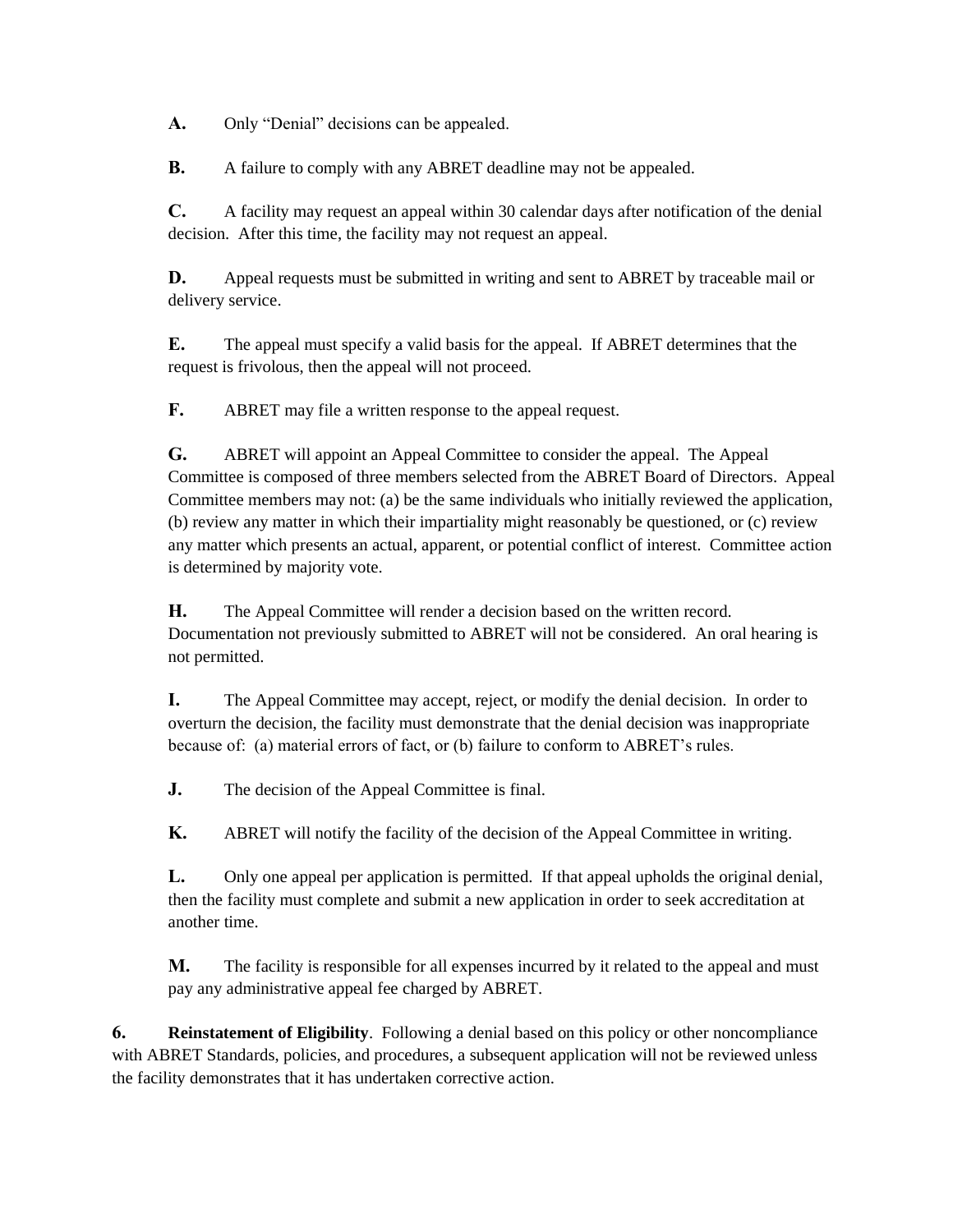**A.** Only “Denial” decisions can be appealed.

**B.** A failure to comply with any ABRET deadline may not be appealed.

**C.** A facility may request an appeal within 30 calendar days after notification of the denial decision. After this time, the facility may not request an appeal.

**D.** Appeal requests must be submitted in writing and sent to ABRET by traceable mail or delivery service.

**E.** The appeal must specify a valid basis for the appeal. If ABRET determines that the request is frivolous, then the appeal will not proceed.

**F.** ABRET may file a written response to the appeal request.

**G.** ABRET will appoint an Appeal Committee to consider the appeal. The Appeal Committee is composed of three members selected from the ABRET Board of Directors. Appeal Committee members may not: (a) be the same individuals who initially reviewed the application, (b) review any matter in which their impartiality might reasonably be questioned, or (c) review any matter which presents an actual, apparent, or potential conflict of interest. Committee action is determined by majority vote.

**H.** The Appeal Committee will render a decision based on the written record. Documentation not previously submitted to ABRET will not be considered. An oral hearing is not permitted.

**I.** The Appeal Committee may accept, reject, or modify the denial decision. In order to overturn the decision, the facility must demonstrate that the denial decision was inappropriate because of: (a) material errors of fact, or (b) failure to conform to ABRET’s rules.

**J.** The decision of the Appeal Committee is final.

**K.** ABRET will notify the facility of the decision of the Appeal Committee in writing.

**L.** Only one appeal per application is permitted. If that appeal upholds the original denial, then the facility must complete and submit a new application in order to seek accreditation at another time.

**M.** The facility is responsible for all expenses incurred by it related to the appeal and must pay any administrative appeal fee charged by ABRET.

**6. Reinstatement of Eligibility**. Following a denial based on this policy or other noncompliance with ABRET Standards, policies, and procedures, a subsequent application will not be reviewed unless the facility demonstrates that it has undertaken corrective action.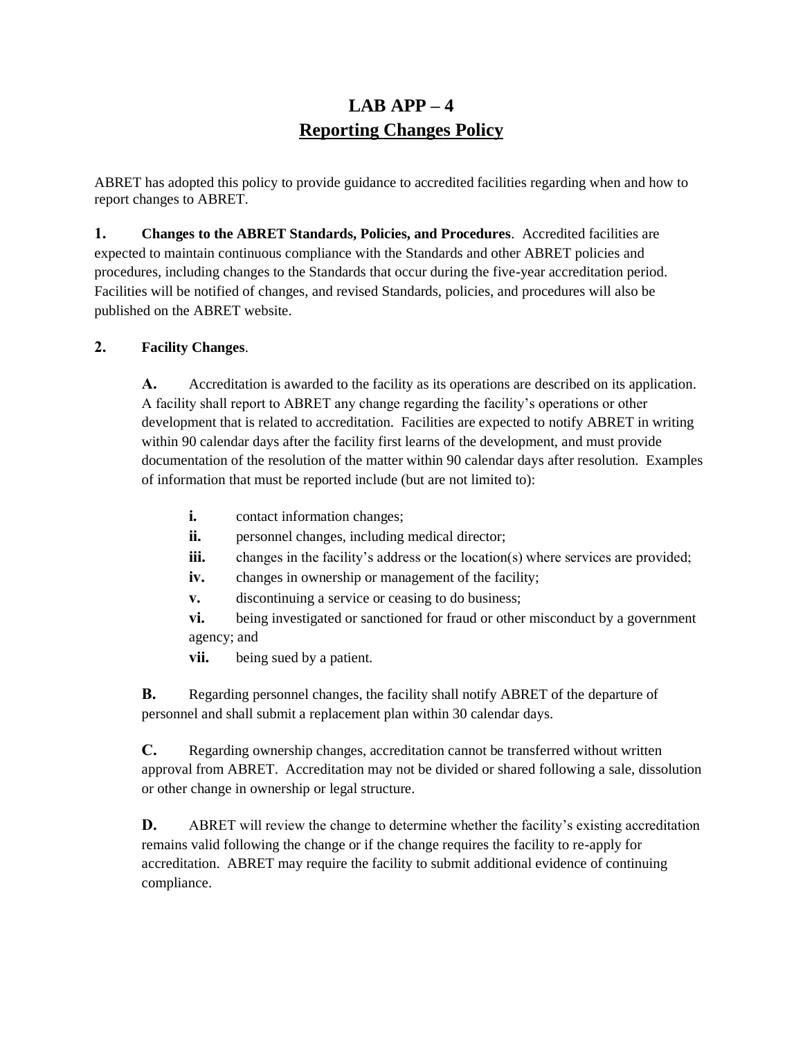# LAB APP – 4
## Reporting Changes Policy

ABRET has adopted this policy to provide guidance to accredited facilities regarding when and how to report changes to ABRET.

**1. Changes to the ABRET Standards, Policies, and Procedures**. Accredited facilities are expected to maintain continuous compliance with the Standards and other ABRET policies and procedures, including changes to the Standards that occur during the five-year accreditation period. Facilities will be notified of changes, and revised Standards, policies, and procedures will also be published on the ABRET website.

**2. Facility Changes**.

**A.** Accreditation is awarded to the facility as its operations are described on its application. A facility shall report to ABRET any change regarding the facility's operations or other development that is related to accreditation. Facilities are expected to notify ABRET in writing within 90 calendar days after the facility first learns of the development, and must provide documentation of the resolution of the matter within 90 calendar days after resolution. Examples of information that must be reported include (but are not limited to):

- **i.** contact information changes;
- **ii.** personnel changes, including medical director;
- **iii.** changes in the facility's address or the location(s) where services are provided;
- **iv.** changes in ownership or management of the facility;
- **v.** discontinuing a service or ceasing to do business;
- **vi.** being investigated or sanctioned for fraud or other misconduct by a government agency; and
- **vii.** being sued by a patient.

**B.** Regarding personnel changes, the facility shall notify ABRET of the departure of personnel and shall submit a replacement plan within 30 calendar days.

**C.** Regarding ownership changes, accreditation cannot be transferred without written approval from ABRET. Accreditation may not be divided or shared following a sale, dissolution or other change in ownership or legal structure.

**D.** ABRET will review the change to determine whether the facility's existing accreditation remains valid following the change or if the change requires the facility to re-apply for accreditation. ABRET may require the facility to submit additional evidence of continuing compliance.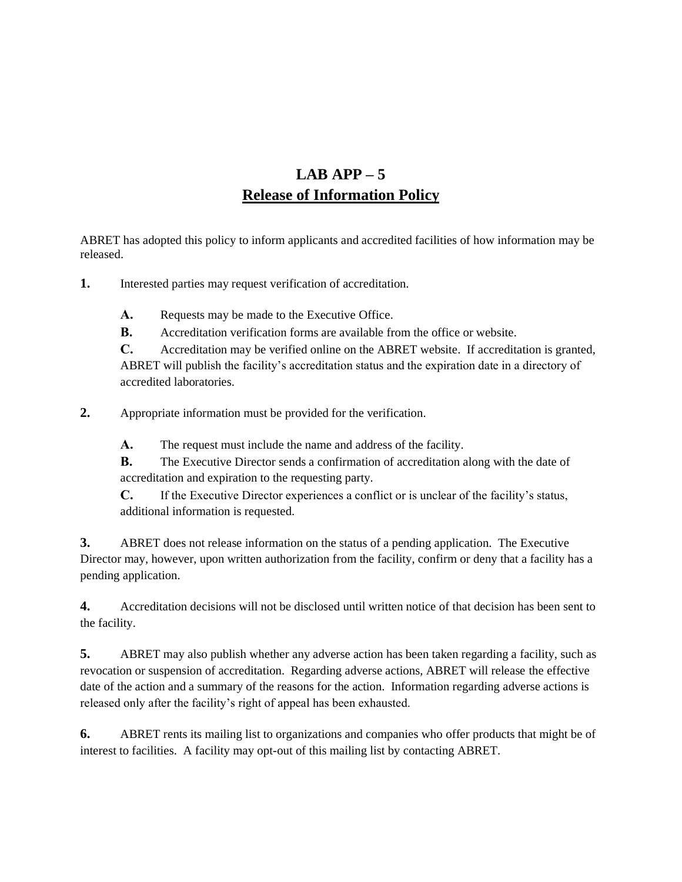# LAB APP – 5
## Release of Information Policy

ABRET has adopted this policy to inform applicants and accredited facilities of how information may be released.

**1.** Interested parties may request verification of accreditation.

- **A.** Requests may be made to the Executive Office.
- **B.** Accreditation verification forms are available from the office or website.
- **C.** Accreditation may be verified online on the ABRET website. If accreditation is granted, ABRET will publish the facility's accreditation status and the expiration date in a directory of accredited laboratories.

**2.** Appropriate information must be provided for the verification.

- **A.** The request must include the name and address of the facility.
- **B.** The Executive Director sends a confirmation of accreditation along with the date of accreditation and expiration to the requesting party.
- **C.** If the Executive Director experiences a conflict or is unclear of the facility's status, additional information is requested.

**3.** ABRET does not release information on the status of a pending application. The Executive Director may, however, upon written authorization from the facility, confirm or deny that a facility has a pending application.

**4.** Accreditation decisions will not be disclosed until written notice of that decision has been sent to the facility.

**5.** ABRET may also publish whether any adverse action has been taken regarding a facility, such as revocation or suspension of accreditation. Regarding adverse actions, ABRET will release the effective date of the action and a summary of the reasons for the action. Information regarding adverse actions is released only after the facility's right of appeal has been exhausted.

**6.** ABRET rents its mailing list to organizations and companies who offer products that might be of interest to facilities. A facility may opt-out of this mailing list by contacting ABRET.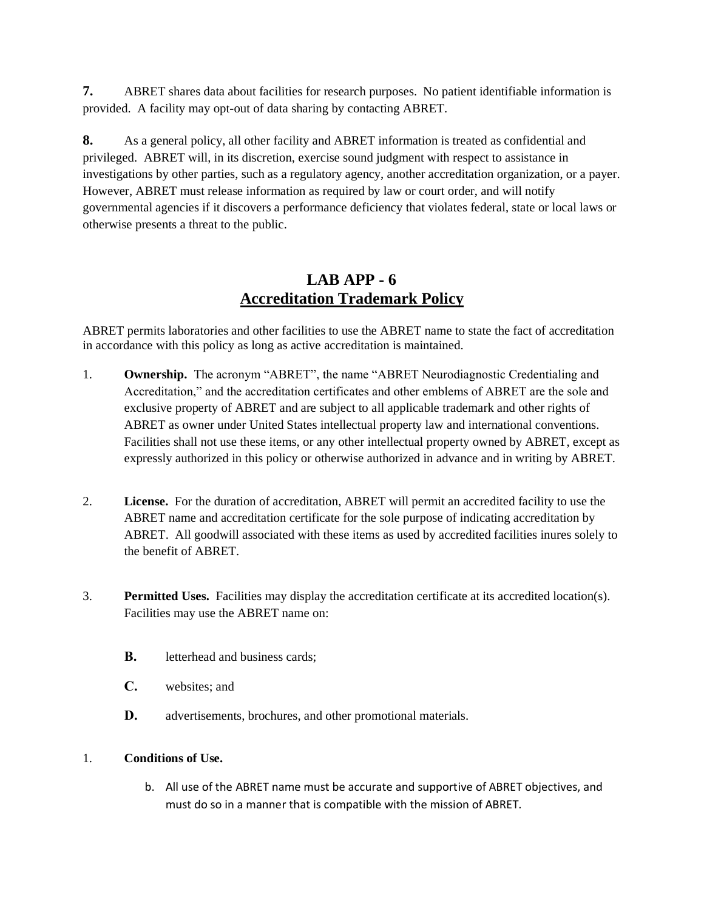**7.** ABRET shares data about facilities for research purposes. No patient identifiable information is provided. A facility may opt-out of data sharing by contacting ABRET.

**8.** As a general policy, all other facility and ABRET information is treated as confidential and privileged. ABRET will, in its discretion, exercise sound judgment with respect to assistance in investigations by other parties, such as a regulatory agency, another accreditation organization, or a payer. However, ABRET must release information as required by law or court order, and will notify governmental agencies if it discovers a performance deficiency that violates federal, state or local laws or otherwise presents a threat to the public.

## LAB APP - 6
## Accreditation Trademark Policy

ABRET permits laboratories and other facilities to use the ABRET name to state the fact of accreditation in accordance with this policy as long as active accreditation is maintained.

1. **Ownership.** The acronym "ABRET", the name "ABRET Neurodiagnostic Credentialing and Accreditation," and the accreditation certificates and other emblems of ABRET are the sole and exclusive property of ABRET and are subject to all applicable trademark and other rights of ABRET as owner under United States intellectual property law and international conventions. Facilities shall not use these items, or any other intellectual property owned by ABRET, except as expressly authorized in this policy or otherwise authorized in advance and in writing by ABRET.

2. **License.** For the duration of accreditation, ABRET will permit an accredited facility to use the ABRET name and accreditation certificate for the sole purpose of indicating accreditation by ABRET. All goodwill associated with these items as used by accredited facilities inures solely to the benefit of ABRET.

3. **Permitted Uses.** Facilities may display the accreditation certificate at its accredited location(s). Facilities may use the ABRET name on:

   **B.** letterhead and business cards;

   **C.** websites; and

   **D.** advertisements, brochures, and other promotional materials.

1. **Conditions of Use.**

   b. All use of the ABRET name must be accurate and supportive of ABRET objectives, and must do so in a manner that is compatible with the mission of ABRET.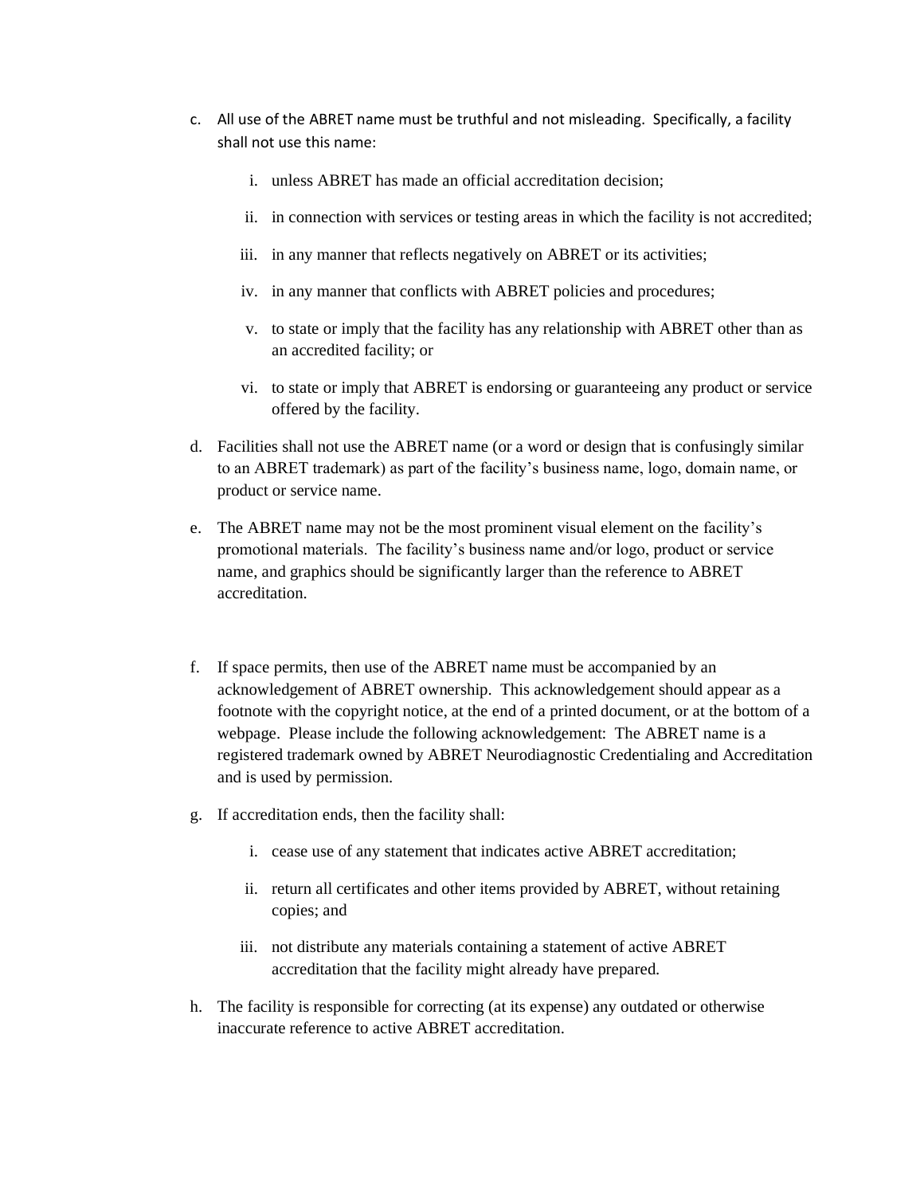c. All use of the ABRET name must be truthful and not misleading. Specifically, a facility shall not use this name:

   i. unless ABRET has made an official accreditation decision;

   ii. in connection with services or testing areas in which the facility is not accredited;

   iii. in any manner that reflects negatively on ABRET or its activities;

   iv. in any manner that conflicts with ABRET policies and procedures;

   v. to state or imply that the facility has any relationship with ABRET other than as an accredited facility; or

   vi. to state or imply that ABRET is endorsing or guaranteeing any product or service offered by the facility.

d. Facilities shall not use the ABRET name (or a word or design that is confusingly similar to an ABRET trademark) as part of the facility's business name, logo, domain name, or product or service name.

e. The ABRET name may not be the most prominent visual element on the facility's promotional materials. The facility's business name and/or logo, product or service name, and graphics should be significantly larger than the reference to ABRET accreditation.

f. If space permits, then use of the ABRET name must be accompanied by an acknowledgement of ABRET ownership. This acknowledgement should appear as a footnote with the copyright notice, at the end of a printed document, or at the bottom of a webpage. Please include the following acknowledgement: The ABRET name is a registered trademark owned by ABRET Neurodiagnostic Credentialing and Accreditation and is used by permission.

g. If accreditation ends, then the facility shall:

   i. cease use of any statement that indicates active ABRET accreditation;

   ii. return all certificates and other items provided by ABRET, without retaining copies; and

   iii. not distribute any materials containing a statement of active ABRET accreditation that the facility might already have prepared.

h. The facility is responsible for correcting (at its expense) any outdated or otherwise inaccurate reference to active ABRET accreditation.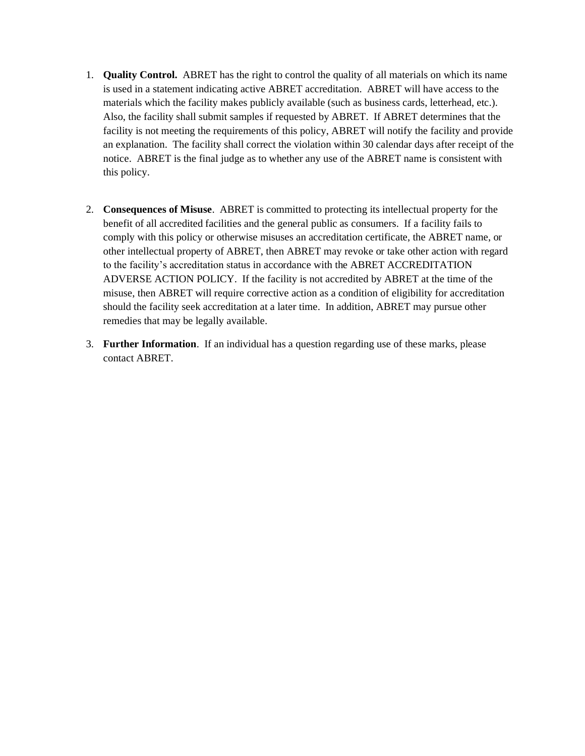1. **Quality Control.** ABRET has the right to control the quality of all materials on which its name is used in a statement indicating active ABRET accreditation. ABRET will have access to the materials which the facility makes publicly available (such as business cards, letterhead, etc.). Also, the facility shall submit samples if requested by ABRET. If ABRET determines that the facility is not meeting the requirements of this policy, ABRET will notify the facility and provide an explanation. The facility shall correct the violation within 30 calendar days after receipt of the notice. ABRET is the final judge as to whether any use of the ABRET name is consistent with this policy.

2. **Consequences of Misuse**. ABRET is committed to protecting its intellectual property for the benefit of all accredited facilities and the general public as consumers. If a facility fails to comply with this policy or otherwise misuses an accreditation certificate, the ABRET name, or other intellectual property of ABRET, then ABRET may revoke or take other action with regard to the facility's accreditation status in accordance with the ABRET ACCREDITATION ADVERSE ACTION POLICY. If the facility is not accredited by ABRET at the time of the misuse, then ABRET will require corrective action as a condition of eligibility for accreditation should the facility seek accreditation at a later time. In addition, ABRET may pursue other remedies that may be legally available.

3. **Further Information**. If an individual has a question regarding use of these marks, please contact ABRET.